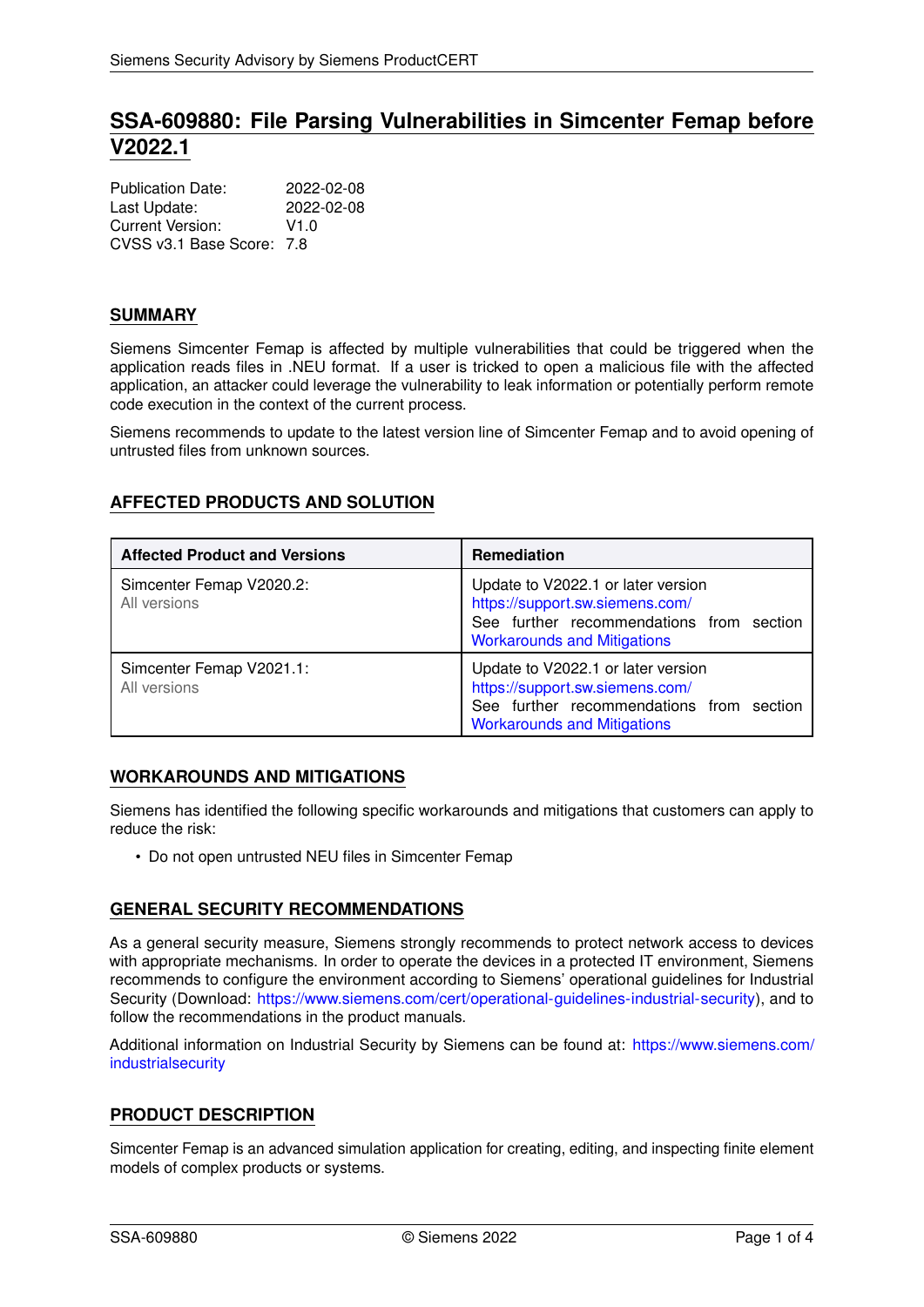# SSA-609880: File Parsing Vulnerabilities in Simcenter Femap before V2022.1

Publication Date: 2022-02-08
Last Update: 2022-02-08
Current Version: V1.0
CVSS v3.1 Base Score: 7.8

## SUMMARY

Siemens Simcenter Femap is affected by multiple vulnerabilities that could be triggered when the application reads files in .NEU format. If a user is tricked to open a malicious file with the affected application, an attacker could leverage the vulnerability to leak information or potentially perform remote code execution in the context of the current process.

Siemens recommends to update to the latest version line of Simcenter Femap and to avoid opening of untrusted files from unknown sources.

## AFFECTED PRODUCTS AND SOLUTION

| Affected Product and Versions | Remediation |
|---|---|
| Simcenter Femap V2020.2: All versions | Update to V2022.1 or later version https://support.sw.siemens.com/ See further recommendations from section Workarounds and Mitigations |
| Simcenter Femap V2021.1: All versions | Update to V2022.1 or later version https://support.sw.siemens.com/ See further recommendations from section Workarounds and Mitigations |

## WORKAROUNDS AND MITIGATIONS

Siemens has identified the following specific workarounds and mitigations that customers can apply to reduce the risk:

- Do not open untrusted NEU files in Simcenter Femap

## GENERAL SECURITY RECOMMENDATIONS

As a general security measure, Siemens strongly recommends to protect network access to devices with appropriate mechanisms. In order to operate the devices in a protected IT environment, Siemens recommends to configure the environment according to Siemens' operational guidelines for Industrial Security (Download: https://www.siemens.com/cert/operational-guidelines-industrial-security), and to follow the recommendations in the product manuals.

Additional information on Industrial Security by Siemens can be found at: https://www.siemens.com/industrialsecurity

## PRODUCT DESCRIPTION

Simcenter Femap is an advanced simulation application for creating, editing, and inspecting finite element models of complex products or systems.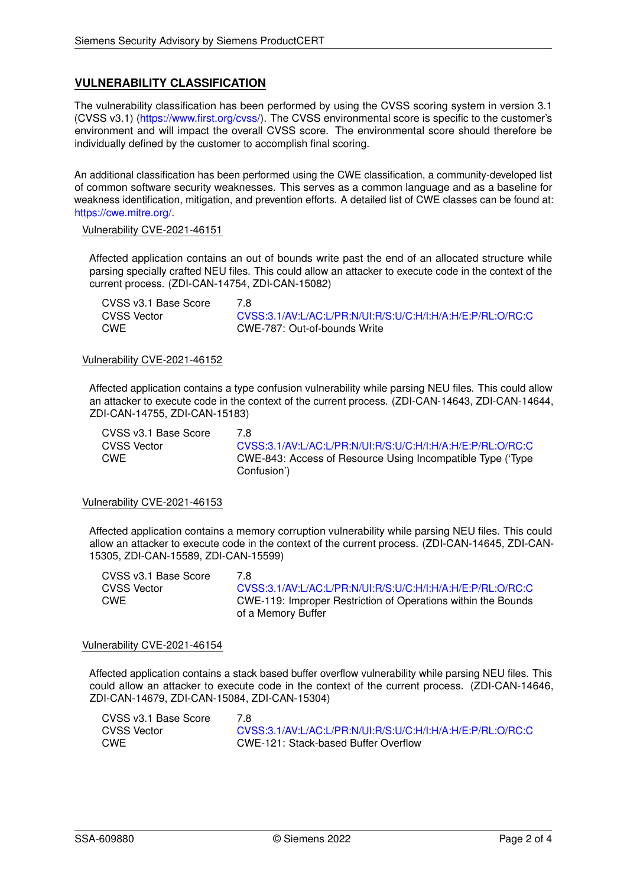## VULNERABILITY CLASSIFICATION

The vulnerability classification has been performed by using the CVSS scoring system in version 3.1 (CVSS v3.1) (https://www.first.org/cvss/). The CVSS environmental score is specific to the customer's environment and will impact the overall CVSS score. The environmental score should therefore be individually defined by the customer to accomplish final scoring.

An additional classification has been performed using the CWE classification, a community-developed list of common software security weaknesses. This serves as a common language and as a baseline for weakness identification, mitigation, and prevention efforts. A detailed list of CWE classes can be found at: https://cwe.mitre.org/.

### Vulnerability CVE-2021-46151

Affected application contains an out of bounds write past the end of an allocated structure while parsing specially crafted NEU files. This could allow an attacker to execute code in the context of the current process. (ZDI-CAN-14754, ZDI-CAN-15082)

| | |
|---|---|
| CVSS v3.1 Base Score | 7.8 |
| CVSS Vector | CVSS:3.1/AV:L/AC:L/PR:N/UI:R/S:U/C:H/I:H/A:H/E:P/RL:O/RC:C |
| CWE | CWE-787: Out-of-bounds Write |

### Vulnerability CVE-2021-46152

Affected application contains a type confusion vulnerability while parsing NEU files. This could allow an attacker to execute code in the context of the current process. (ZDI-CAN-14643, ZDI-CAN-14644, ZDI-CAN-14755, ZDI-CAN-15183)

| | |
|---|---|
| CVSS v3.1 Base Score | 7.8 |
| CVSS Vector | CVSS:3.1/AV:L/AC:L/PR:N/UI:R/S:U/C:H/I:H/A:H/E:P/RL:O/RC:C |
| CWE | CWE-843: Access of Resource Using Incompatible Type ('Type Confusion') |

### Vulnerability CVE-2021-46153

Affected application contains a memory corruption vulnerability while parsing NEU files. This could allow an attacker to execute code in the context of the current process. (ZDI-CAN-14645, ZDI-CAN-15305, ZDI-CAN-15589, ZDI-CAN-15599)

| | |
|---|---|
| CVSS v3.1 Base Score | 7.8 |
| CVSS Vector | CVSS:3.1/AV:L/AC:L/PR:N/UI:R/S:U/C:H/I:H/A:H/E:P/RL:O/RC:C |
| CWE | CWE-119: Improper Restriction of Operations within the Bounds of a Memory Buffer |

### Vulnerability CVE-2021-46154

Affected application contains a stack based buffer overflow vulnerability while parsing NEU files. This could allow an attacker to execute code in the context of the current process. (ZDI-CAN-14646, ZDI-CAN-14679, ZDI-CAN-15084, ZDI-CAN-15304)

| | |
|---|---|
| CVSS v3.1 Base Score | 7.8 |
| CVSS Vector | CVSS:3.1/AV:L/AC:L/PR:N/UI:R/S:U/C:H/I:H/A:H/E:P/RL:O/RC:C |
| CWE | CWE-121: Stack-based Buffer Overflow |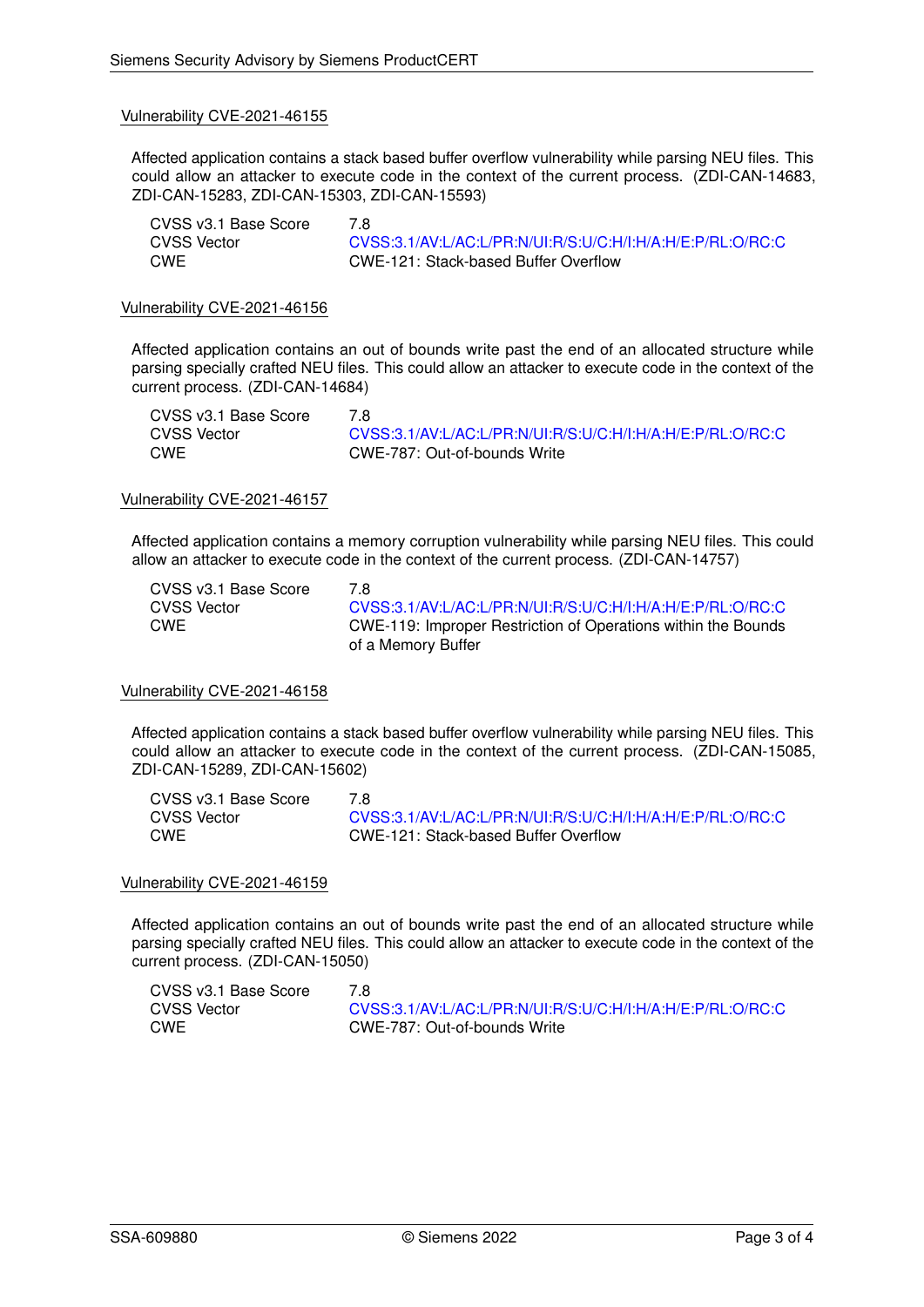### Vulnerability CVE-2021-46155

Affected application contains a stack based buffer overflow vulnerability while parsing NEU files. This could allow an attacker to execute code in the context of the current process. (ZDI-CAN-14683, ZDI-CAN-15283, ZDI-CAN-15303, ZDI-CAN-15593)

| | |
|---|---|
| CVSS v3.1 Base Score | 7.8 |
| CVSS Vector | CVSS:3.1/AV:L/AC:L/PR:N/UI:R/S:U/C:H/I:H/A:H/E:P/RL:O/RC:C |
| CWE | CWE-121: Stack-based Buffer Overflow |

### Vulnerability CVE-2021-46156

Affected application contains an out of bounds write past the end of an allocated structure while parsing specially crafted NEU files. This could allow an attacker to execute code in the context of the current process. (ZDI-CAN-14684)

| | |
|---|---|
| CVSS v3.1 Base Score | 7.8 |
| CVSS Vector | CVSS:3.1/AV:L/AC:L/PR:N/UI:R/S:U/C:H/I:H/A:H/E:P/RL:O/RC:C |
| CWE | CWE-787: Out-of-bounds Write |

### Vulnerability CVE-2021-46157

Affected application contains a memory corruption vulnerability while parsing NEU files. This could allow an attacker to execute code in the context of the current process. (ZDI-CAN-14757)

| | |
|---|---|
| CVSS v3.1 Base Score | 7.8 |
| CVSS Vector | CVSS:3.1/AV:L/AC:L/PR:N/UI:R/S:U/C:H/I:H/A:H/E:P/RL:O/RC:C |
| CWE | CWE-119: Improper Restriction of Operations within the Bounds of a Memory Buffer |

### Vulnerability CVE-2021-46158

Affected application contains a stack based buffer overflow vulnerability while parsing NEU files. This could allow an attacker to execute code in the context of the current process. (ZDI-CAN-15085, ZDI-CAN-15289, ZDI-CAN-15602)

| | |
|---|---|
| CVSS v3.1 Base Score | 7.8 |
| CVSS Vector | CVSS:3.1/AV:L/AC:L/PR:N/UI:R/S:U/C:H/I:H/A:H/E:P/RL:O/RC:C |
| CWE | CWE-121: Stack-based Buffer Overflow |

### Vulnerability CVE-2021-46159

Affected application contains an out of bounds write past the end of an allocated structure while parsing specially crafted NEU files. This could allow an attacker to execute code in the context of the current process. (ZDI-CAN-15050)

| | |
|---|---|
| CVSS v3.1 Base Score | 7.8 |
| CVSS Vector | CVSS:3.1/AV:L/AC:L/PR:N/UI:R/S:U/C:H/I:H/A:H/E:P/RL:O/RC:C |
| CWE | CWE-787: Out-of-bounds Write |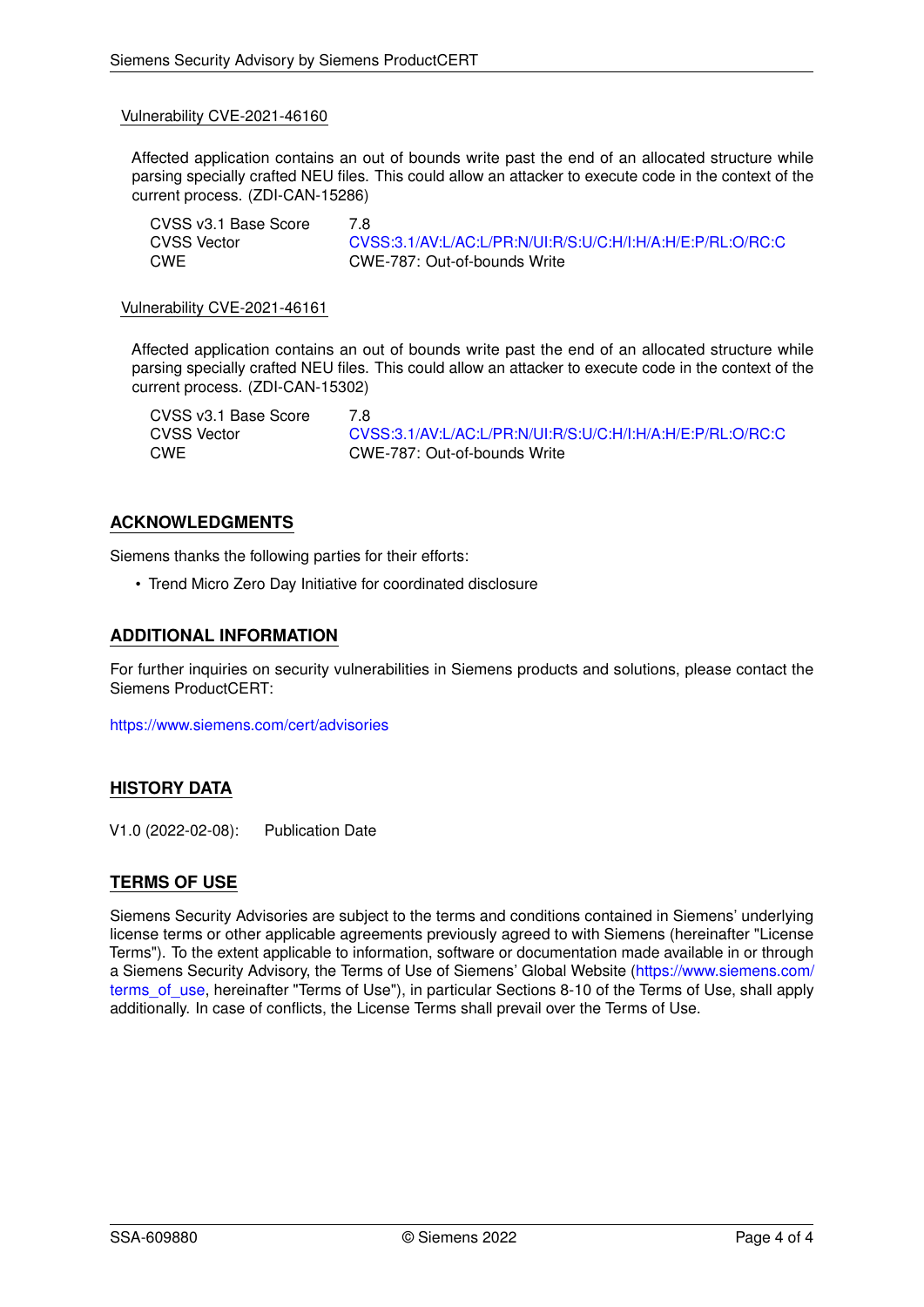### Vulnerability CVE-2021-46160

Affected application contains an out of bounds write past the end of an allocated structure while parsing specially crafted NEU files. This could allow an attacker to execute code in the context of the current process. (ZDI-CAN-15286)

| | |
|---|---|
| CVSS v3.1 Base Score | 7.8 |
| CVSS Vector | CVSS:3.1/AV:L/AC:L/PR:N/UI:R/S:U/C:H/I:H/A:H/E:P/RL:O/RC:C |
| CWE | CWE-787: Out-of-bounds Write |

### Vulnerability CVE-2021-46161

Affected application contains an out of bounds write past the end of an allocated structure while parsing specially crafted NEU files. This could allow an attacker to execute code in the context of the current process. (ZDI-CAN-15302)

| | |
|---|---|
| CVSS v3.1 Base Score | 7.8 |
| CVSS Vector | CVSS:3.1/AV:L/AC:L/PR:N/UI:R/S:U/C:H/I:H/A:H/E:P/RL:O/RC:C |
| CWE | CWE-787: Out-of-bounds Write |

## ACKNOWLEDGMENTS

Siemens thanks the following parties for their efforts:

- Trend Micro Zero Day Initiative for coordinated disclosure

## ADDITIONAL INFORMATION

For further inquiries on security vulnerabilities in Siemens products and solutions, please contact the Siemens ProductCERT:

https://www.siemens.com/cert/advisories

## HISTORY DATA

V1.0 (2022-02-08): Publication Date

## TERMS OF USE

Siemens Security Advisories are subject to the terms and conditions contained in Siemens' underlying license terms or other applicable agreements previously agreed to with Siemens (hereinafter "License Terms"). To the extent applicable to information, software or documentation made available in or through a Siemens Security Advisory, the Terms of Use of Siemens' Global Website (https://www.siemens.com/terms_of_use, hereinafter "Terms of Use"), in particular Sections 8-10 of the Terms of Use, shall apply additionally. In case of conflicts, the License Terms shall prevail over the Terms of Use.